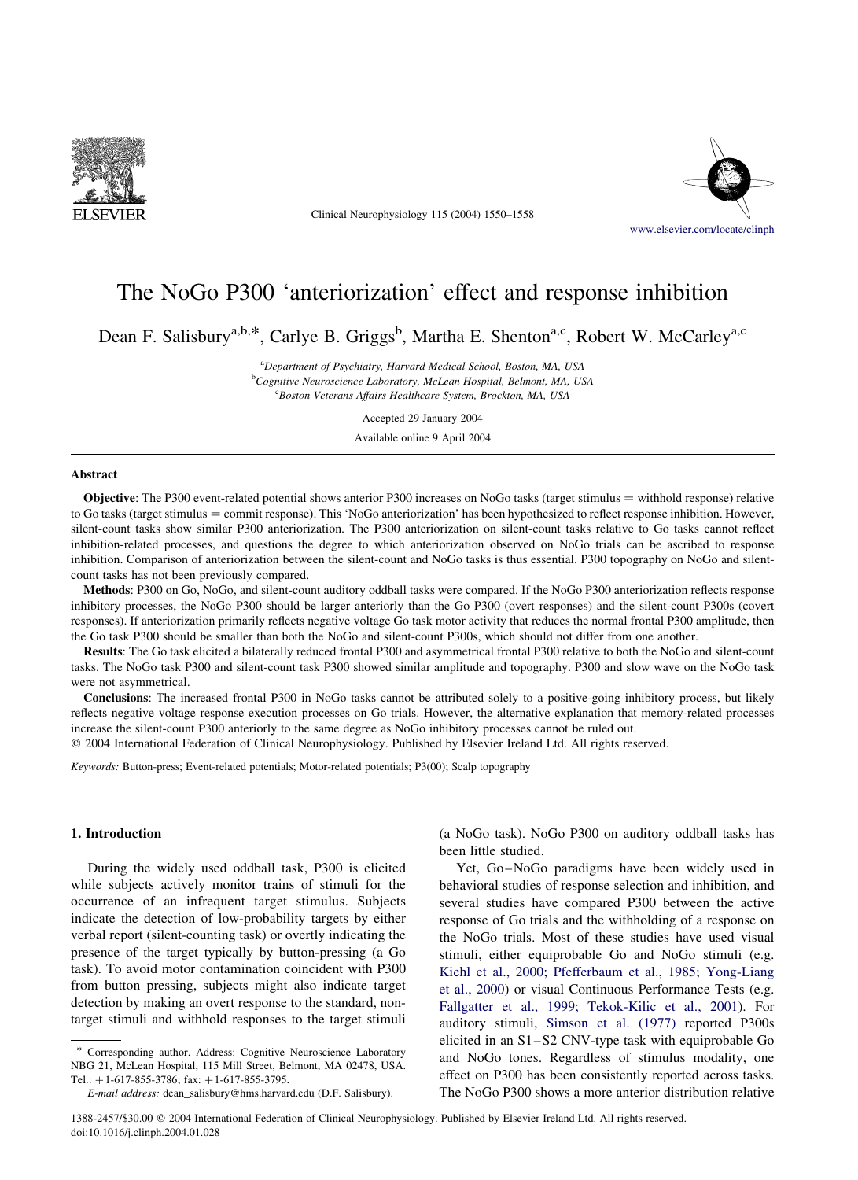# The NoGo P300 'anteriorization' effect and response inhibition

Dean F. Salisbury[a,b,*], Carlye B. Griggs[b], Martha E. Shenton[a,c], Robert W. McCarley[a,c]

[a]Department of Psychiatry, Harvard Medical School, Boston, MA, USA
[b]Cognitive Neuroscience Laboratory, McLean Hospital, Belmont, MA, USA
[c]Boston Veterans Affairs Healthcare System, Brockton, MA, USA

Accepted 29 January 2004

Available online 9 April 2004

## Abstract

**Objective**: The P300 event-related potential shows anterior P300 increases on NoGo tasks (target stimulus = withhold response) relative to Go tasks (target stimulus = commit response). This 'NoGo anteriorization' has been hypothesized to reflect response inhibition. However, silent-count tasks show similar P300 anteriorization. The P300 anteriorization on silent-count tasks relative to Go tasks cannot reflect inhibition-related processes, and questions the degree to which anteriorization observed on NoGo trials can be ascribed to response inhibition. Comparison of anteriorization between the silent-count and NoGo tasks is thus essential. P300 topography on NoGo and silent-count tasks has not been previously compared.

**Methods**: P300 on Go, NoGo, and silent-count auditory oddball tasks were compared. If the NoGo P300 anteriorization reflects response inhibitory processes, the NoGo P300 should be larger anteriorly than the Go P300 (overt responses) and the silent-count P300s (covert responses). If anteriorization primarily reflects negative voltage Go task motor activity that reduces the normal frontal P300 amplitude, then the Go task P300 should be smaller than both the NoGo and silent-count P300s, which should not differ from one another.

**Results**: The Go task elicited a bilaterally reduced frontal P300 and asymmetrical frontal P300 relative to both the NoGo and silent-count tasks. The NoGo task P300 and silent-count task P300 showed similar amplitude and topography. P300 and slow wave on the NoGo task were not asymmetrical.

**Conclusions**: The increased frontal P300 in NoGo tasks cannot be attributed solely to a positive-going inhibitory process, but likely reflects negative voltage response execution processes on Go trials. However, the alternative explanation that memory-related processes increase the silent-count P300 anteriorly to the same degree as NoGo inhibitory processes cannot be ruled out.

© 2004 International Federation of Clinical Neurophysiology. Published by Elsevier Ireland Ltd. All rights reserved.

*Keywords:* Button-press; Event-related potentials; Motor-related potentials; P3(00); Scalp topography

## 1. Introduction

During the widely used oddball task, P300 is elicited while subjects actively monitor trains of stimuli for the occurrence of an infrequent target stimulus. Subjects indicate the detection of low-probability targets by either verbal report (silent-counting task) or overtly indicating the presence of the target typically by button-pressing (a Go task). To avoid motor contamination coincident with P300 from button pressing, subjects might also indicate target detection by making an overt response to the standard, non-target stimuli and withhold responses to the target stimuli (a NoGo task). NoGo P300 on auditory oddball tasks has been little studied.

Yet, Go–NoGo paradigms have been widely used in behavioral studies of response selection and inhibition, and several studies have compared P300 between the active response of Go trials and the withholding of a response on the NoGo trials. Most of these studies have used visual stimuli, either equiprobable Go and NoGo stimuli (e.g. Kiehl et al., 2000; Pfefferbaum et al., 1985; Yong-Liang et al., 2000) or visual Continuous Performance Tests (e.g. Fallgatter et al., 1999; Tekok-Kilic et al., 2001). For auditory stimuli, Simson et al. (1977) reported P300s elicited in an S1–S2 CNV-type task with equiprobable Go and NoGo tones. Regardless of stimulus modality, one effect on P300 has been consistently reported across tasks. The NoGo P300 shows a more anterior distribution relative

\* Corresponding author. Address: Cognitive Neuroscience Laboratory NBG 21, McLean Hospital, 115 Mill Street, Belmont, MA 02478, USA. Tel.: +1-617-855-3786; fax: +1-617-855-3795.

*E-mail address:* dean_salisbury@hms.harvard.edu (D.F. Salisbury).

1388-2457/$30.00 © 2004 International Federation of Clinical Neurophysiology. Published by Elsevier Ireland Ltd. All rights reserved.
doi:10.1016/j.clinph.2004.01.028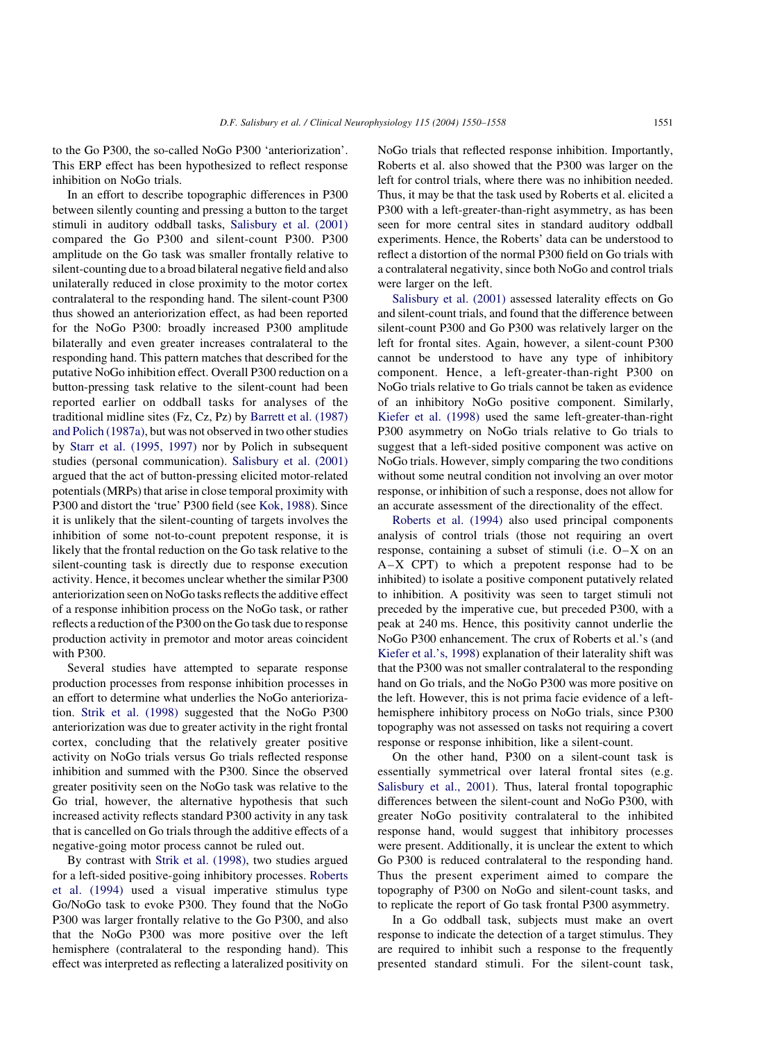to the Go P300, the so-called NoGo P300 'anteriorization'. This ERP effect has been hypothesized to reflect response inhibition on NoGo trials.

In an effort to describe topographic differences in P300 between silently counting and pressing a button to the target stimuli in auditory oddball tasks, Salisbury et al. (2001) compared the Go P300 and silent-count P300. P300 amplitude on the Go task was smaller frontally relative to silent-counting due to a broad bilateral negative field and also unilaterally reduced in close proximity to the motor cortex contralateral to the responding hand. The silent-count P300 thus showed an anteriorization effect, as had been reported for the NoGo P300: broadly increased P300 amplitude bilaterally and even greater increases contralateral to the responding hand. This pattern matches that described for the putative NoGo inhibition effect. Overall P300 reduction on a button-pressing task relative to the silent-count had been reported earlier on oddball tasks for analyses of the traditional midline sites (Fz, Cz, Pz) by Barrett et al. (1987) and Polich (1987a), but was not observed in two other studies by Starr et al. (1995, 1997) nor by Polich in subsequent studies (personal communication). Salisbury et al. (2001) argued that the act of button-pressing elicited motor-related potentials (MRPs) that arise in close temporal proximity with P300 and distort the 'true' P300 field (see Kok, 1988). Since it is unlikely that the silent-counting of targets involves the inhibition of some not-to-count prepotent response, it is likely that the frontal reduction on the Go task relative to the silent-counting task is directly due to response execution activity. Hence, it becomes unclear whether the similar P300 anteriorization seen on NoGo tasks reflects the additive effect of a response inhibition process on the NoGo task, or rather reflects a reduction of the P300 on the Go task due to response production activity in premotor and motor areas coincident with P300.

Several studies have attempted to separate response production processes from response inhibition processes in an effort to determine what underlies the NoGo anteriorization. Strik et al. (1998) suggested that the NoGo P300 anteriorization was due to greater activity in the right frontal cortex, concluding that the relatively greater positive activity on NoGo trials versus Go trials reflected response inhibition and summed with the P300. Since the observed greater positivity seen on the NoGo task was relative to the Go trial, however, the alternative hypothesis that such increased activity reflects standard P300 activity in any task that is cancelled on Go trials through the additive effects of a negative-going motor process cannot be ruled out.

By contrast with Strik et al. (1998), two studies argued for a left-sided positive-going inhibitory processes. Roberts et al. (1994) used a visual imperative stimulus type Go/NoGo task to evoke P300. They found that the NoGo P300 was larger frontally relative to the Go P300, and also that the NoGo P300 was more positive over the left hemisphere (contralateral to the responding hand). This effect was interpreted as reflecting a lateralized positivity on NoGo trials that reflected response inhibition. Importantly, Roberts et al. also showed that the P300 was larger on the left for control trials, where there was no inhibition needed. Thus, it may be that the task used by Roberts et al. elicited a P300 with a left-greater-than-right asymmetry, as has been seen for more central sites in standard auditory oddball experiments. Hence, the Roberts' data can be understood to reflect a distortion of the normal P300 field on Go trials with a contralateral negativity, since both NoGo and control trials were larger on the left.

Salisbury et al. (2001) assessed laterality effects on Go and silent-count trials, and found that the difference between silent-count P300 and Go P300 was relatively larger on the left for frontal sites. Again, however, a silent-count P300 cannot be understood to have any type of inhibitory component. Hence, a left-greater-than-right P300 on NoGo trials relative to Go trials cannot be taken as evidence of an inhibitory NoGo positive component. Similarly, Kiefer et al. (1998) used the same left-greater-than-right P300 asymmetry on NoGo trials relative to Go trials to suggest that a left-sided positive component was active on NoGo trials. However, simply comparing the two conditions without some neutral condition not involving an over motor response, or inhibition of such a response, does not allow for an accurate assessment of the directionality of the effect.

Roberts et al. (1994) also used principal components analysis of control trials (those not requiring an overt response, containing a subset of stimuli (i.e. O–X on an A–X CPT) to which a prepotent response had to be inhibited) to isolate a positive component putatively related to inhibition. A positivity was seen to target stimuli not preceded by the imperative cue, but preceded P300, with a peak at 240 ms. Hence, this positivity cannot underlie the NoGo P300 enhancement. The crux of Roberts et al.'s (and Kiefer et al.'s, 1998) explanation of their laterality shift was that the P300 was not smaller contralateral to the responding hand on Go trials, and the NoGo P300 was more positive on the left. However, this is not prima facie evidence of a left-hemisphere inhibitory process on NoGo trials, since P300 topography was not assessed on tasks not requiring a covert response or response inhibition, like a silent-count.

On the other hand, P300 on a silent-count task is essentially symmetrical over lateral frontal sites (e.g. Salisbury et al., 2001). Thus, lateral frontal topographic differences between the silent-count and NoGo P300, with greater NoGo positivity contralateral to the inhibited response hand, would suggest that inhibitory processes were present. Additionally, it is unclear the extent to which Go P300 is reduced contralateral to the responding hand. Thus the present experiment aimed to compare the topography of P300 on NoGo and silent-count tasks, and to replicate the report of Go task frontal P300 asymmetry.

In a Go oddball task, subjects must make an overt response to indicate the detection of a target stimulus. They are required to inhibit such a response to the frequently presented standard stimuli. For the silent-count task,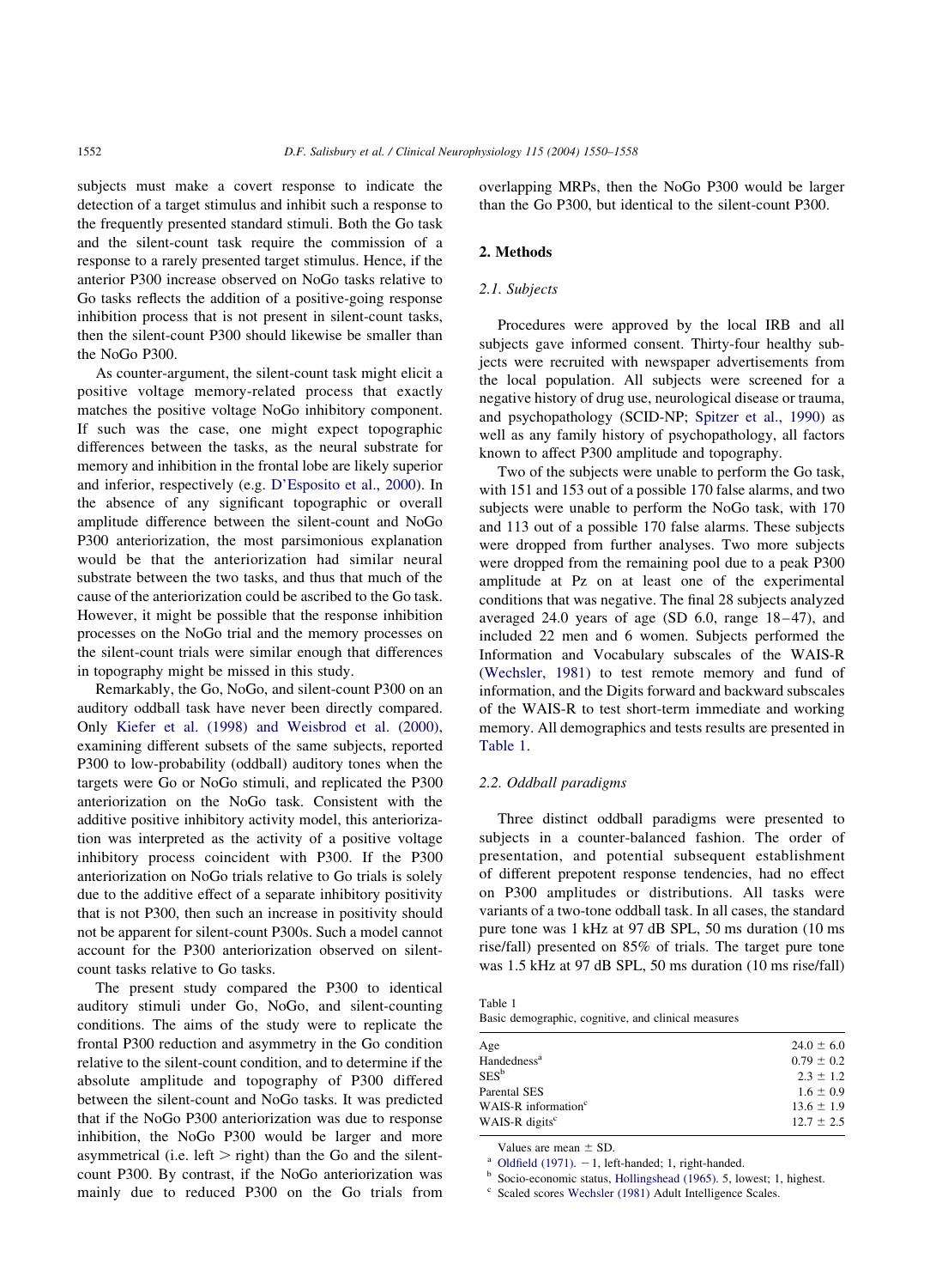subjects must make a covert response to indicate the detection of a target stimulus and inhibit such a response to the frequently presented standard stimuli. Both the Go task and the silent-count task require the commission of a response to a rarely presented target stimulus. Hence, if the anterior P300 increase observed on NoGo tasks relative to Go tasks reflects the addition of a positive-going response inhibition process that is not present in silent-count tasks, then the silent-count P300 should likewise be smaller than the NoGo P300.

As counter-argument, the silent-count task might elicit a positive voltage memory-related process that exactly matches the positive voltage NoGo inhibitory component. If such was the case, one might expect topographic differences between the tasks, as the neural substrate for memory and inhibition in the frontal lobe are likely superior and inferior, respectively (e.g. D'Esposito et al., 2000). In the absence of any significant topographic or overall amplitude difference between the silent-count and NoGo P300 anteriorization, the most parsimonious explanation would be that the anteriorization had similar neural substrate between the two tasks, and thus that much of the cause of the anteriorization could be ascribed to the Go task. However, it might be possible that the response inhibition processes on the NoGo trial and the memory processes on the silent-count trials were similar enough that differences in topography might be missed in this study.

Remarkably, the Go, NoGo, and silent-count P300 on an auditory oddball task have never been directly compared. Only Kiefer et al. (1998) and Weisbrod et al. (2000), examining different subsets of the same subjects, reported P300 to low-probability (oddball) auditory tones when the targets were Go or NoGo stimuli, and replicated the P300 anteriorization on the NoGo task. Consistent with the additive positive inhibitory activity model, this anteriorization was interpreted as the activity of a positive voltage inhibitory process coincident with P300. If the P300 anteriorization on NoGo trials relative to Go trials is solely due to the additive effect of a separate inhibitory positivity that is not P300, then such an increase in positivity should not be apparent for silent-count P300s. Such a model cannot account for the P300 anteriorization observed on silent-count tasks relative to Go tasks.

The present study compared the P300 to identical auditory stimuli under Go, NoGo, and silent-counting conditions. The aims of the study were to replicate the frontal P300 reduction and asymmetry in the Go condition relative to the silent-count condition, and to determine if the absolute amplitude and topography of P300 differed between the silent-count and NoGo tasks. It was predicted that if the NoGo P300 anteriorization was due to response inhibition, the NoGo P300 would be larger and more asymmetrical (i.e. left > right) than the Go and the silent-count P300. By contrast, if the NoGo anteriorization was mainly due to reduced P300 on the Go trials from overlapping MRPs, then the NoGo P300 would be larger than the Go P300, but identical to the silent-count P300.

## 2. Methods

### 2.1. Subjects

Procedures were approved by the local IRB and all subjects gave informed consent. Thirty-four healthy subjects were recruited with newspaper advertisements from the local population. All subjects were screened for a negative history of drug use, neurological disease or trauma, and psychopathology (SCID-NP; Spitzer et al., 1990) as well as any family history of psychopathology, all factors known to affect P300 amplitude and topography.

Two of the subjects were unable to perform the Go task, with 151 and 153 out of a possible 170 false alarms, and two subjects were unable to perform the NoGo task, with 170 and 113 out of a possible 170 false alarms. These subjects were dropped from further analyses. Two more subjects were dropped from the remaining pool due to a peak P300 amplitude at Pz on at least one of the experimental conditions that was negative. The final 28 subjects analyzed averaged 24.0 years of age (SD 6.0, range 18–47), and included 22 men and 6 women. Subjects performed the Information and Vocabulary subscales of the WAIS-R (Wechsler, 1981) to test remote memory and fund of information, and the Digits forward and backward subscales of the WAIS-R to test short-term immediate and working memory. All demographics and tests results are presented in Table 1.

Table 1
Basic demographic, cognitive, and clinical measures

| | |
|---|---|
| Age | 24.0 ± 6.0 |
| Handedness[a] | 0.79 ± 0.2 |
| SES[b] | 2.3 ± 1.2 |
| Parental SES | 1.6 ± 0.9 |
| WAIS-R information[c] | 13.6 ± 1.9 |
| WAIS-R digits[c] | 12.7 ± 2.5 |

Values are mean ± SD.
[a] Oldfield (1971). −1, left-handed; 1, right-handed.
[b] Socio-economic status, Hollingshead (1965). 5, lowest; 1, highest.
[c] Scaled scores Wechsler (1981) Adult Intelligence Scales.

### 2.2. Oddball paradigms

Three distinct oddball paradigms were presented to subjects in a counter-balanced fashion. The order of presentation, and potential subsequent establishment of different prepotent response tendencies, had no effect on P300 amplitudes or distributions. All tasks were variants of a two-tone oddball task. In all cases, the standard pure tone was 1 kHz at 97 dB SPL, 50 ms duration (10 ms rise/fall) presented on 85% of trials. The target pure tone was 1.5 kHz at 97 dB SPL, 50 ms duration (10 ms rise/fall)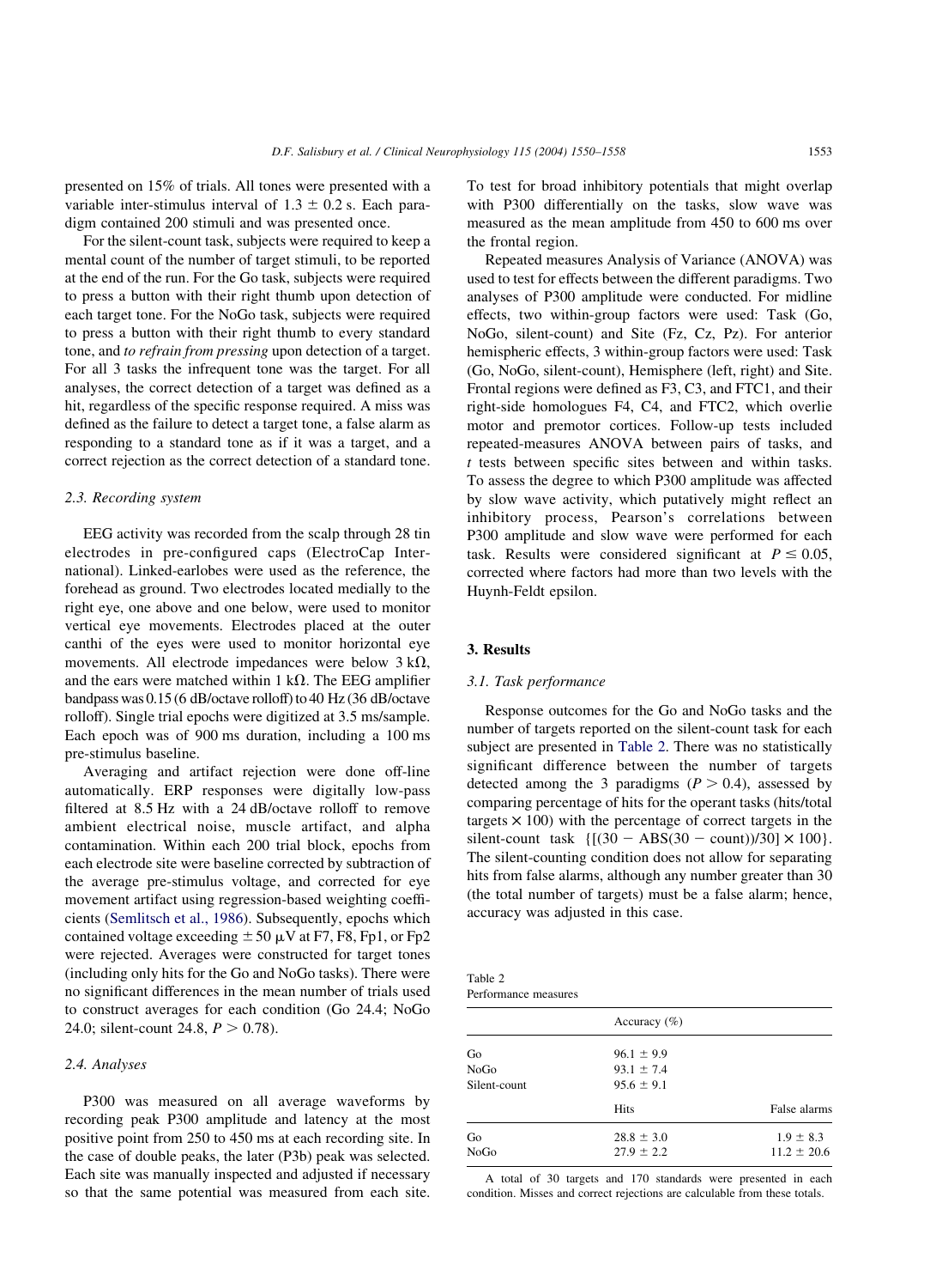presented on 15% of trials. All tones were presented with a variable inter-stimulus interval of $1.3 \pm 0.2$ s. Each paradigm contained 200 stimuli and was presented once.

For the silent-count task, subjects were required to keep a mental count of the number of target stimuli, to be reported at the end of the run. For the Go task, subjects were required to press a button with their right thumb upon detection of each target tone. For the NoGo task, subjects were required to press a button with their right thumb to every standard tone, and *to refrain from pressing* upon detection of a target. For all 3 tasks the infrequent tone was the target. For all analyses, the correct detection of a target was defined as a hit, regardless of the specific response required. A miss was defined as the failure to detect a target tone, a false alarm as responding to a standard tone as if it was a target, and a correct rejection as the correct detection of a standard tone.

### 2.3. Recording system

EEG activity was recorded from the scalp through 28 tin electrodes in pre-configured caps (ElectroCap International). Linked-earlobes were used as the reference, the forehead as ground. Two electrodes located medially to the right eye, one above and one below, were used to monitor vertical eye movements. Electrodes placed at the outer canthi of the eyes were used to monitor horizontal eye movements. All electrode impedances were below 3 kΩ, and the ears were matched within 1 kΩ. The EEG amplifier bandpass was 0.15 (6 dB/octave rolloff) to 40 Hz (36 dB/octave rolloff). Single trial epochs were digitized at 3.5 ms/sample. Each epoch was of 900 ms duration, including a 100 ms pre-stimulus baseline.

Averaging and artifact rejection were done off-line automatically. ERP responses were digitally low-pass filtered at 8.5 Hz with a 24 dB/octave rolloff to remove ambient electrical noise, muscle artifact, and alpha contamination. Within each 200 trial block, epochs from each electrode site were baseline corrected by subtraction of the average pre-stimulus voltage, and corrected for eye movement artifact using regression-based weighting coefficients (Semlitsch et al., 1986). Subsequently, epochs which contained voltage exceeding $\pm 50$ μV at F7, F8, Fp1, or Fp2 were rejected. Averages were constructed for target tones (including only hits for the Go and NoGo tasks). There were no significant differences in the mean number of trials used to construct averages for each condition (Go 24.4; NoGo 24.0; silent-count 24.8, $P > 0.78$).

### 2.4. Analyses

P300 was measured on all average waveforms by recording peak P300 amplitude and latency at the most positive point from 250 to 450 ms at each recording site. In the case of double peaks, the later (P3b) peak was selected. Each site was manually inspected and adjusted if necessary so that the same potential was measured from each site. To test for broad inhibitory potentials that might overlap with P300 differentially on the tasks, slow wave was measured as the mean amplitude from 450 to 600 ms over the frontal region.

Repeated measures Analysis of Variance (ANOVA) was used to test for effects between the different paradigms. Two analyses of P300 amplitude were conducted. For midline effects, two within-group factors were used: Task (Go, NoGo, silent-count) and Site (Fz, Cz, Pz). For anterior hemispheric effects, 3 within-group factors were used: Task (Go, NoGo, silent-count), Hemisphere (left, right) and Site. Frontal regions were defined as F3, C3, and FTC1, and their right-side homologues F4, C4, and FTC2, which overlie motor and premotor cortices. Follow-up tests included repeated-measures ANOVA between pairs of tasks, and $t$ tests between specific sites between and within tasks. To assess the degree to which P300 amplitude was affected by slow wave activity, which putatively might reflect an inhibitory process, Pearson's correlations between P300 amplitude and slow wave were performed for each task. Results were considered significant at $P \leq 0.05$, corrected where factors had more than two levels with the Huynh-Feldt epsilon.

## 3. Results

### 3.1. Task performance

Response outcomes for the Go and NoGo tasks and the number of targets reported on the silent-count task for each subject are presented in Table 2. There was no statistically significant difference between the number of targets detected among the 3 paradigms ($P > 0.4$), assessed by comparing percentage of hits for the operant tasks (hits/total targets × 100) with the percentage of correct targets in the silent-count task $\{[(30 - \mathrm{ABS}(30 - \mathrm{count}))/30] \times 100\}$. The silent-counting condition does not allow for separating hits from false alarms, although any number greater than 30 (the total number of targets) must be a false alarm; hence, accuracy was adjusted in this case.

Table 2
Performance measures

| | Accuracy (%) | |
|---|---|---|
| Go | $96.1 \pm 9.9$ | |
| NoGo | $93.1 \pm 7.4$ | |
| Silent-count | $95.6 \pm 9.1$ | |
| | Hits | False alarms |
| Go | $28.8 \pm 3.0$ | $1.9 \pm 8.3$ |
| NoGo | $27.9 \pm 2.2$ | $11.2 \pm 20.6$ |

A total of 30 targets and 170 standards were presented in each condition. Misses and correct rejections are calculable from these totals.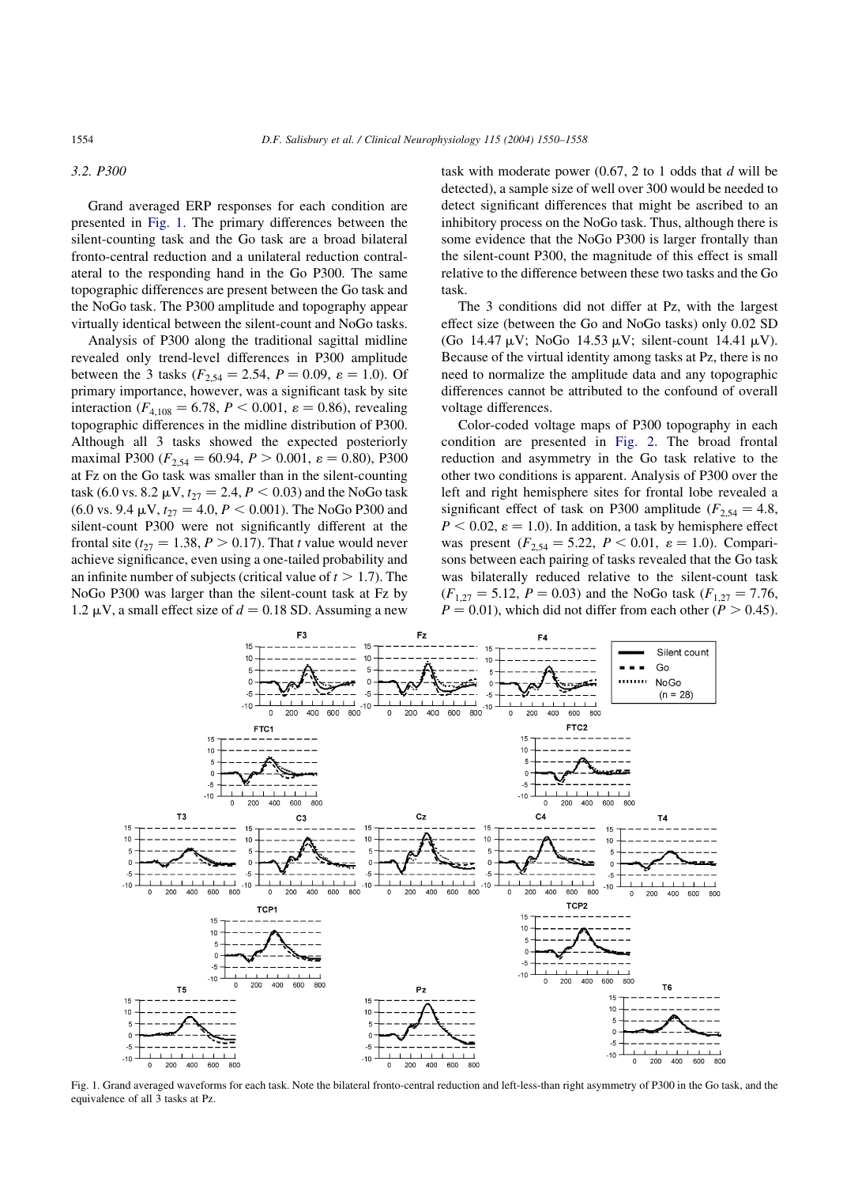### 3.2. P300

Grand averaged ERP responses for each condition are presented in Fig. 1. The primary differences between the silent-counting task and the Go task are a broad bilateral fronto-central reduction and a unilateral reduction contralateral to the responding hand in the Go P300. The same topographic differences are present between the Go task and the NoGo task. The P300 amplitude and topography appear virtually identical between the silent-count and NoGo tasks.

Analysis of P300 along the traditional sagittal midline revealed only trend-level differences in P300 amplitude between the 3 tasks ($F_{2,54} = 2.54$, $P = 0.09$, $\varepsilon = 1.0$). Of primary importance, however, was a significant task by site interaction ($F_{4,108} = 6.78$, $P < 0.001$, $\varepsilon = 0.86$), revealing topographic differences in the midline distribution of P300. Although all 3 tasks showed the expected posteriorly maximal P300 ($F_{2,54} = 60.94$, $P > 0.001$, $\varepsilon = 0.80$), P300 at Fz on the Go task was smaller than in the silent-counting task (6.0 vs. 8.2 μV, $t_{27} = 2.4$, $P < 0.03$) and the NoGo task (6.0 vs. 9.4 μV, $t_{27} = 4.0$, $P < 0.001$). The NoGo P300 and silent-count P300 were not significantly different at the frontal site ($t_{27} = 1.38$, $P > 0.17$). That $t$ value would never achieve significance, even using a one-tailed probability and an infinite number of subjects (critical value of $t > 1.7$). The NoGo P300 was larger than the silent-count task at Fz by 1.2 μV, a small effect size of $d = 0.18$ SD. Assuming a new task with moderate power (0.67, 2 to 1 odds that $d$ will be detected), a sample size of well over 300 would be needed to detect significant differences that might be ascribed to an inhibitory process on the NoGo task. Thus, although there is some evidence that the NoGo P300 is larger frontally than the silent-count P300, the magnitude of this effect is small relative to the difference between these two tasks and the Go task.

The 3 conditions did not differ at Pz, with the largest effect size (between the Go and NoGo tasks) only 0.02 SD (Go 14.47 μV; NoGo 14.53 μV; silent-count 14.41 μV). Because of the virtual identity among tasks at Pz, there is no need to normalize the amplitude data and any topographic differences cannot be attributed to the confound of overall voltage differences.

Color-coded voltage maps of P300 topography in each condition are presented in Fig. 2. The broad frontal reduction and asymmetry in the Go task relative to the other two conditions is apparent. Analysis of P300 over the left and right hemisphere sites for frontal lobe revealed a significant effect of task on P300 amplitude ($F_{2,54} = 4.8$, $P < 0.02$, $\varepsilon = 1.0$). In addition, a task by hemisphere effect was present ($F_{2,54} = 5.22$, $P < 0.01$, $\varepsilon = 1.0$). Comparisons between each pairing of tasks revealed that the Go task was bilaterally reduced relative to the silent-count task ($F_{1,27} = 5.12$, $P = 0.03$) and the NoGo task ($F_{1,27} = 7.76$, $P = 0.01$), which did not differ from each other ($P > 0.45$).

Fig. 1. Grand averaged waveforms for each task. Note the bilateral fronto-central reduction and left-less-than right asymmetry of P300 in the Go task, and the equivalence of all 3 tasks at Pz.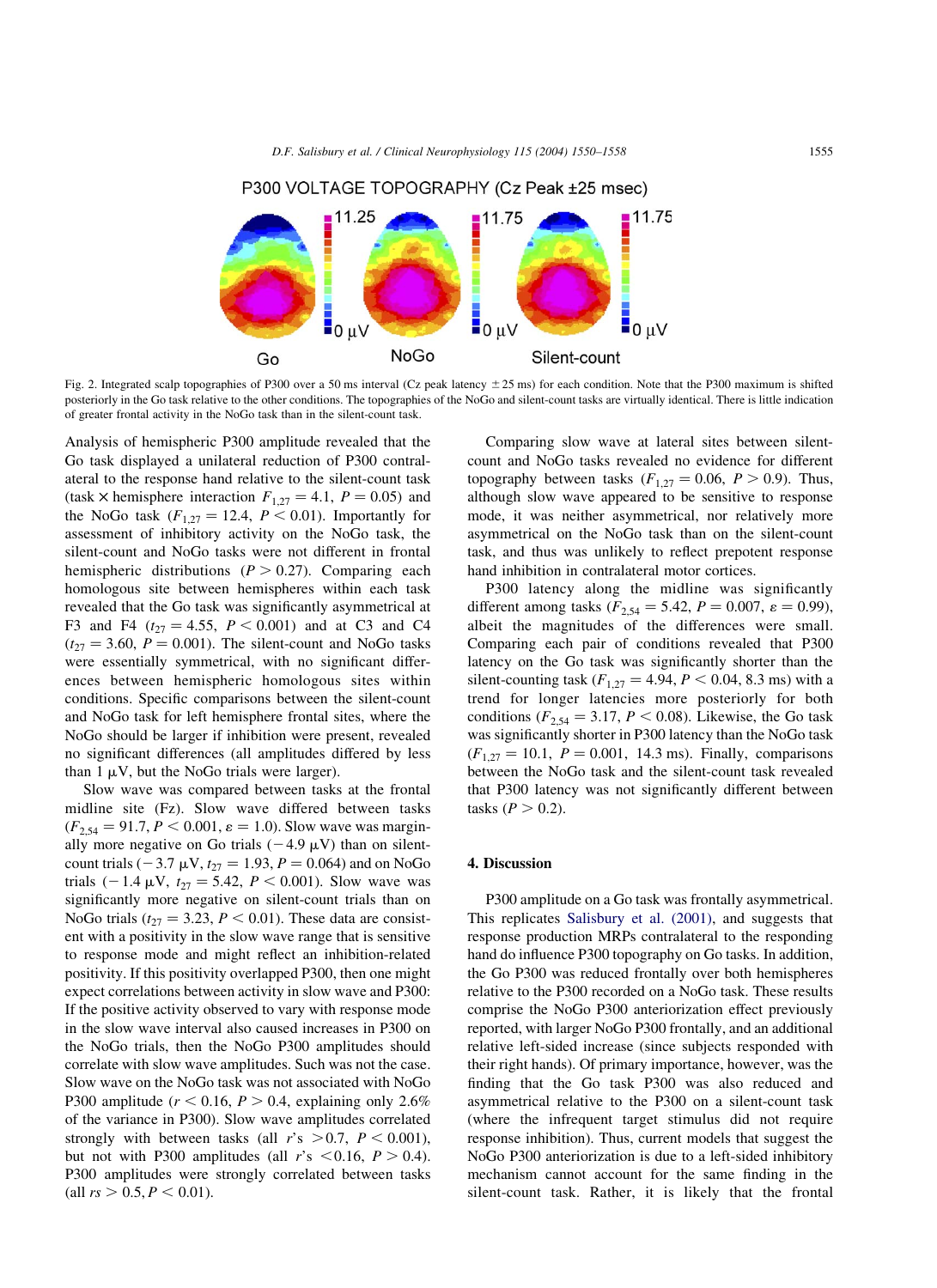P300 VOLTAGE TOPOGRAPHY (Cz Peak ±25 msec)

Fig. 2. Integrated scalp topographies of P300 over a 50 ms interval (Cz peak latency ± 25 ms) for each condition. Note that the P300 maximum is shifted posteriorly in the Go task relative to the other conditions. The topographies of the NoGo and silent-count tasks are virtually identical. There is little indication of greater frontal activity in the NoGo task than in the silent-count task.

Analysis of hemispheric P300 amplitude revealed that the Go task displayed a unilateral reduction of P300 contralateral to the response hand relative to the silent-count task (task × hemisphere interaction $F_{1,27} = 4.1$, $P = 0.05$) and the NoGo task ($F_{1,27} = 12.4$, $P < 0.01$). Importantly for assessment of inhibitory activity on the NoGo task, the silent-count and NoGo tasks were not different in frontal hemispheric distributions ($P > 0.27$). Comparing each homologous site between hemispheres within each task revealed that the Go task was significantly asymmetrical at F3 and F4 ($t_{27} = 4.55$, $P < 0.001$) and at C3 and C4 ($t_{27} = 3.60$, $P = 0.001$). The silent-count and NoGo tasks were essentially symmetrical, with no significant differences between hemispheric homologous sites within conditions. Specific comparisons between the silent-count and NoGo task for left hemisphere frontal sites, where the NoGo should be larger if inhibition were present, revealed no significant differences (all amplitudes differed by less than 1 μV, but the NoGo trials were larger).

Slow wave was compared between tasks at the frontal midline site (Fz). Slow wave differed between tasks ($F_{2,54} = 91.7$, $P < 0.001$, $\varepsilon = 1.0$). Slow wave was marginally more negative on Go trials (−4.9 μV) than on silent-count trials (−3.7 μV, $t_{27} = 1.93$, $P = 0.064$) and on NoGo trials (−1.4 μV, $t_{27} = 5.42$, $P < 0.001$). Slow wave was significantly more negative on silent-count trials than on NoGo trials ($t_{27} = 3.23$, $P < 0.01$). These data are consistent with a positivity in the slow wave range that is sensitive to response mode and might reflect an inhibition-related positivity. If this positivity overlapped P300, then one might expect correlations between activity in slow wave and P300: If the positive activity observed to vary with response mode in the slow wave interval also caused increases in P300 on the NoGo trials, then the NoGo P300 amplitudes should correlate with slow wave amplitudes. Such was not the case. Slow wave on the NoGo task was not associated with NoGo P300 amplitude ($r < 0.16$, $P > 0.4$, explaining only 2.6% of the variance in P300). Slow wave amplitudes correlated strongly with between tasks (all $r$'s $> 0.7$, $P < 0.001$), but not with P300 amplitudes (all $r$'s $< 0.16$, $P > 0.4$). P300 amplitudes were strongly correlated between tasks (all $rs > 0.5$, $P < 0.01$).

Comparing slow wave at lateral sites between silent-count and NoGo tasks revealed no evidence for different topography between tasks ($F_{1,27} = 0.06$, $P > 0.9$). Thus, although slow wave appeared to be sensitive to response mode, it was neither asymmetrical, nor relatively more asymmetrical on the NoGo task than on the silent-count task, and thus was unlikely to reflect prepotent response hand inhibition in contralateral motor cortices.

P300 latency along the midline was significantly different among tasks ($F_{2,54} = 5.42$, $P = 0.007$, $\varepsilon = 0.99$), albeit the magnitudes of the differences were small. Comparing each pair of conditions revealed that P300 latency on the Go task was significantly shorter than the silent-counting task ($F_{1,27} = 4.94$, $P < 0.04$, 8.3 ms) with a trend for longer latencies more posteriorly for both conditions ($F_{2,54} = 3.17$, $P < 0.08$). Likewise, the Go task was significantly shorter in P300 latency than the NoGo task ($F_{1,27} = 10.1$, $P = 0.001$, 14.3 ms). Finally, comparisons between the NoGo task and the silent-count task revealed that P300 latency was not significantly different between tasks ($P > 0.2$).

## 4. Discussion

P300 amplitude on a Go task was frontally asymmetrical. This replicates Salisbury et al. (2001), and suggests that response production MRPs contralateral to the responding hand do influence P300 topography on Go tasks. In addition, the Go P300 was reduced frontally over both hemispheres relative to the P300 recorded on a NoGo task. These results comprise the NoGo P300 anteriorization effect previously reported, with larger NoGo P300 frontally, and an additional relative left-sided increase (since subjects responded with their right hands). Of primary importance, however, was the finding that the Go task P300 was also reduced and asymmetrical relative to the P300 on a silent-count task (where the infrequent target stimulus did not require response inhibition). Thus, current models that suggest the NoGo P300 anteriorization is due to a left-sided inhibitory mechanism cannot account for the same finding in the silent-count task. Rather, it is likely that the frontal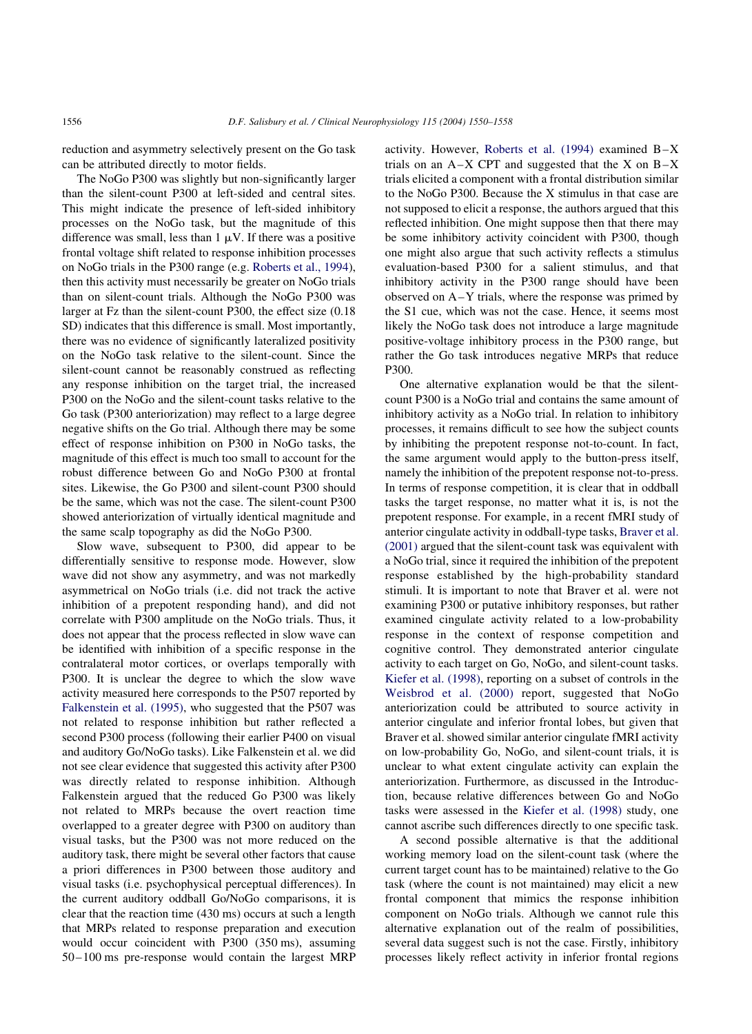reduction and asymmetry selectively present on the Go task can be attributed directly to motor fields.

The NoGo P300 was slightly but non-significantly larger than the silent-count P300 at left-sided and central sites. This might indicate the presence of left-sided inhibitory processes on the NoGo task, but the magnitude of this difference was small, less than 1 μV. If there was a positive frontal voltage shift related to response inhibition processes on NoGo trials in the P300 range (e.g. Roberts et al., 1994), then this activity must necessarily be greater on NoGo trials than on silent-count trials. Although the NoGo P300 was larger at Fz than the silent-count P300, the effect size (0.18 SD) indicates that this difference is small. Most importantly, there was no evidence of significantly lateralized positivity on the NoGo task relative to the silent-count. Since the silent-count cannot be reasonably construed as reflecting any response inhibition on the target trial, the increased P300 on the NoGo and the silent-count tasks relative to the Go task (P300 anteriorization) may reflect to a large degree negative shifts on the Go trial. Although there may be some effect of response inhibition on P300 in NoGo tasks, the magnitude of this effect is much too small to account for the robust difference between Go and NoGo P300 at frontal sites. Likewise, the Go P300 and silent-count P300 should be the same, which was not the case. The silent-count P300 showed anteriorization of virtually identical magnitude and the same scalp topography as did the NoGo P300.

Slow wave, subsequent to P300, did appear to be differentially sensitive to response mode. However, slow wave did not show any asymmetry, and was not markedly asymmetrical on NoGo trials (i.e. did not track the active inhibition of a prepotent responding hand), and did not correlate with P300 amplitude on the NoGo trials. Thus, it does not appear that the process reflected in slow wave can be identified with inhibition of a specific response in the contralateral motor cortices, or overlaps temporally with P300. It is unclear the degree to which the slow wave activity measured here corresponds to the P507 reported by Falkenstein et al. (1995), who suggested that the P507 was not related to response inhibition but rather reflected a second P300 process (following their earlier P400 on visual and auditory Go/NoGo tasks). Like Falkenstein et al. we did not see clear evidence that suggested this activity after P300 was directly related to response inhibition. Although Falkenstein argued that the reduced Go P300 was likely not related to MRPs because the overt reaction time overlapped to a greater degree with P300 on auditory than visual tasks, but the P300 was not more reduced on the auditory task, there might be several other factors that cause a priori differences in P300 between those auditory and visual tasks (i.e. psychophysical perceptual differences). In the current auditory oddball Go/NoGo comparisons, it is clear that the reaction time (430 ms) occurs at such a length that MRPs related to response preparation and execution would occur coincident with P300 (350 ms), assuming 50–100 ms pre-response would contain the largest MRP activity. However, Roberts et al. (1994) examined B–X trials on an A–X CPT and suggested that the X on B–X trials elicited a component with a frontal distribution similar to the NoGo P300. Because the X stimulus in that case are not supposed to elicit a response, the authors argued that this reflected inhibition. One might suppose then that there may be some inhibitory activity coincident with P300, though one might also argue that such activity reflects a stimulus evaluation-based P300 for a salient stimulus, and that inhibitory activity in the P300 range should have been observed on A–Y trials, where the response was primed by the S1 cue, which was not the case. Hence, it seems most likely the NoGo task does not introduce a large magnitude positive-voltage inhibitory process in the P300 range, but rather the Go task introduces negative MRPs that reduce P300.

One alternative explanation would be that the silent-count P300 is a NoGo trial and contains the same amount of inhibitory activity as a NoGo trial. In relation to inhibitory processes, it remains difficult to see how the subject counts by inhibiting the prepotent response not-to-count. In fact, the same argument would apply to the button-press itself, namely the inhibition of the prepotent response not-to-press. In terms of response competition, it is clear that in oddball tasks the target response, no matter what it is, is not the prepotent response. For example, in a recent fMRI study of anterior cingulate activity in oddball-type tasks, Braver et al. (2001) argued that the silent-count task was equivalent with a NoGo trial, since it required the inhibition of the prepotent response established by the high-probability standard stimuli. It is important to note that Braver et al. were not examining P300 or putative inhibitory responses, but rather examined cingulate activity related to a low-probability response in the context of response competition and cognitive control. They demonstrated anterior cingulate activity to each target on Go, NoGo, and silent-count tasks. Kiefer et al. (1998), reporting on a subset of controls in the Weisbrod et al. (2000) report, suggested that NoGo anteriorization could be attributed to source activity in anterior cingulate and inferior frontal lobes, but given that Braver et al. showed similar anterior cingulate fMRI activity on low-probability Go, NoGo, and silent-count trials, it is unclear to what extent cingulate activity can explain the anteriorization. Furthermore, as discussed in the Introduction, because relative differences between Go and NoGo tasks were assessed in the Kiefer et al. (1998) study, one cannot ascribe such differences directly to one specific task.

A second possible alternative is that the additional working memory load on the silent-count task (where the current target count has to be maintained) relative to the Go task (where the count is not maintained) may elicit a new frontal component that mimics the response inhibition component on NoGo trials. Although we cannot rule this alternative explanation out of the realm of possibilities, several data suggest such is not the case. Firstly, inhibitory processes likely reflect activity in inferior frontal regions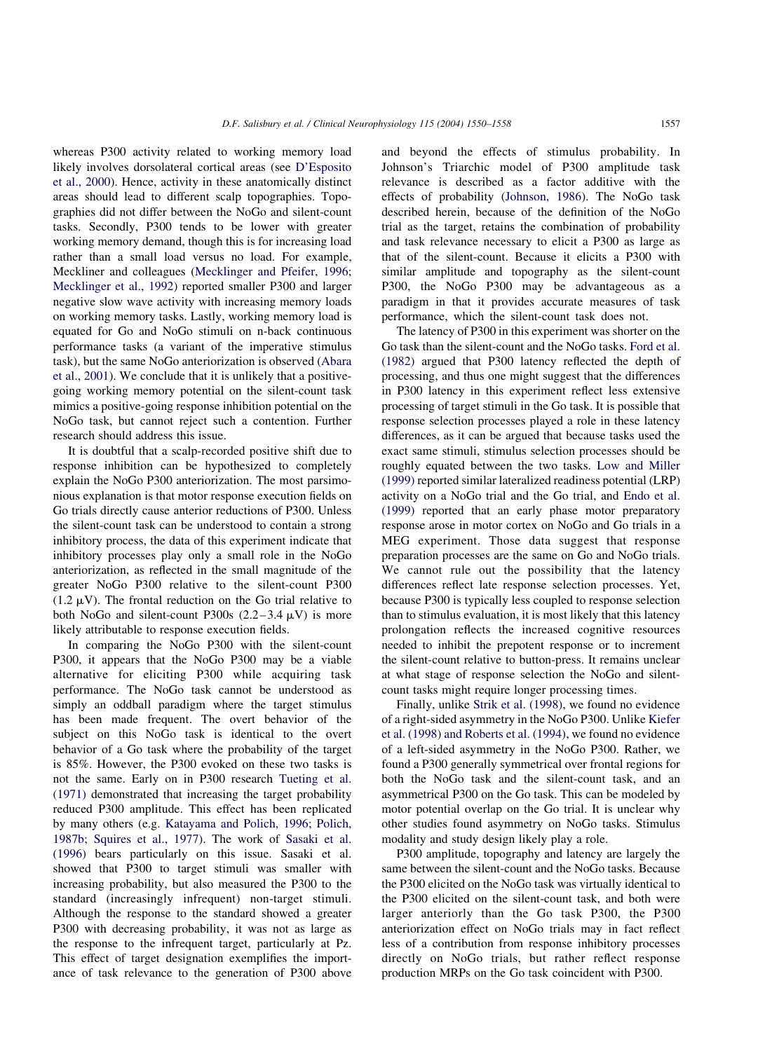whereas P300 activity related to working memory load likely involves dorsolateral cortical areas (see D'Esposito et al., 2000). Hence, activity in these anatomically distinct areas should lead to different scalp topographies. Topographies did not differ between the NoGo and silent-count tasks. Secondly, P300 tends to be lower with greater working memory demand, though this is for increasing load rather than a small load versus no load. For example, Meckliner and colleagues (Mecklinger and Pfeifer, 1996; Mecklinger et al., 1992) reported smaller P300 and larger negative slow wave activity with increasing memory loads on working memory tasks. Lastly, working memory load is equated for Go and NoGo stimuli on n-back continuous performance tasks (a variant of the imperative stimulus task), but the same NoGo anteriorization is observed (Abara et al., 2001). We conclude that it is unlikely that a positive-going working memory potential on the silent-count task mimics a positive-going response inhibition potential on the NoGo task, but cannot reject such a contention. Further research should address this issue.

It is doubtful that a scalp-recorded positive shift due to response inhibition can be hypothesized to completely explain the NoGo P300 anteriorization. The most parsimonious explanation is that motor response execution fields on Go trials directly cause anterior reductions of P300. Unless the silent-count task can be understood to contain a strong inhibitory process, the data of this experiment indicate that inhibitory processes play only a small role in the NoGo anteriorization, as reflected in the small magnitude of the greater NoGo P300 relative to the silent-count P300 (1.2 μV). The frontal reduction on the Go trial relative to both NoGo and silent-count P300s (2.2–3.4 μV) is more likely attributable to response execution fields.

In comparing the NoGo P300 with the silent-count P300, it appears that the NoGo P300 may be a viable alternative for eliciting P300 while acquiring task performance. The NoGo task cannot be understood as simply an oddball paradigm where the target stimulus has been made frequent. The overt behavior of the subject on this NoGo task is identical to the overt behavior of a Go task where the probability of the target is 85%. However, the P300 evoked on these two tasks is not the same. Early on in P300 research Tueting et al. (1971) demonstrated that increasing the target probability reduced P300 amplitude. This effect has been replicated by many others (e.g. Katayama and Polich, 1996; Polich, 1987b; Squires et al., 1977). The work of Sasaki et al. (1996) bears particularly on this issue. Sasaki et al. showed that P300 to target stimuli was smaller with increasing probability, but also measured the P300 to the standard (increasingly infrequent) non-target stimuli. Although the response to the standard showed a greater P300 with decreasing probability, it was not as large as the response to the infrequent target, particularly at Pz. This effect of target designation exemplifies the importance of task relevance to the generation of P300 above and beyond the effects of stimulus probability. In Johnson's Triarchic model of P300 amplitude task relevance is described as a factor additive with the effects of probability (Johnson, 1986). The NoGo task described herein, because of the definition of the NoGo trial as the target, retains the combination of probability and task relevance necessary to elicit a P300 as large as that of the silent-count. Because it elicits a P300 with similar amplitude and topography as the silent-count P300, the NoGo P300 may be advantageous as a paradigm in that it provides accurate measures of task performance, which the silent-count task does not.

The latency of P300 in this experiment was shorter on the Go task than the silent-count and the NoGo tasks. Ford et al. (1982) argued that P300 latency reflected the depth of processing, and thus one might suggest that the differences in P300 latency in this experiment reflect less extensive processing of target stimuli in the Go task. It is possible that response selection processes played a role in these latency differences, as it can be argued that because tasks used the exact same stimuli, stimulus selection processes should be roughly equated between the two tasks. Low and Miller (1999) reported similar lateralized readiness potential (LRP) activity on a NoGo trial and the Go trial, and Endo et al. (1999) reported that an early phase motor preparatory response arose in motor cortex on NoGo and Go trials in a MEG experiment. Those data suggest that response preparation processes are the same on Go and NoGo trials. We cannot rule out the possibility that the latency differences reflect late response selection processes. Yet, because P300 is typically less coupled to response selection than to stimulus evaluation, it is most likely that this latency prolongation reflects the increased cognitive resources needed to inhibit the prepotent response or to increment the silent-count relative to button-press. It remains unclear at what stage of response selection the NoGo and silent-count tasks might require longer processing times.

Finally, unlike Strik et al. (1998), we found no evidence of a right-sided asymmetry in the NoGo P300. Unlike Kiefer et al. (1998) and Roberts et al. (1994), we found no evidence of a left-sided asymmetry in the NoGo P300. Rather, we found a P300 generally symmetrical over frontal regions for both the NoGo task and the silent-count task, and an asymmetrical P300 on the Go task. This can be modeled by motor potential overlap on the Go trial. It is unclear why other studies found asymmetry on NoGo tasks. Stimulus modality and study design likely play a role.

P300 amplitude, topography and latency are largely the same between the silent-count and the NoGo tasks. Because the P300 elicited on the NoGo task was virtually identical to the P300 elicited on the silent-count task, and both were larger anteriorly than the Go task P300, the P300 anteriorization effect on NoGo trials may in fact reflect less of a contribution from response inhibitory processes directly on NoGo trials, but rather reflect response production MRPs on the Go task coincident with P300.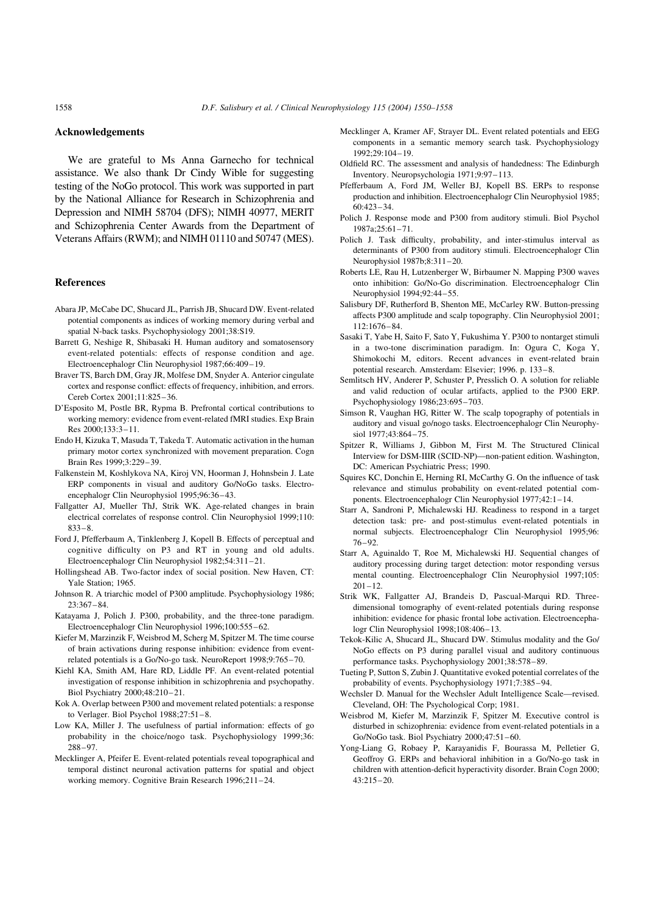## Acknowledgements

We are grateful to Ms Anna Garnecho for technical assistance. We also thank Dr Cindy Wible for suggesting testing of the NoGo protocol. This work was supported in part by the National Alliance for Research in Schizophrenia and Depression and NIMH 58704 (DFS); NIMH 40977, MERIT and Schizophrenia Center Awards from the Department of Veterans Affairs (RWM); and NIMH 01110 and 50747 (MES).

## References

Abara JP, McCabe DC, Shucard JL, Parrish JB, Shucard DW. Event-related potential components as indices of working memory during verbal and spatial N-back tasks. Psychophysiology 2001;38:S19.

Barrett G, Neshige R, Shibasaki H. Human auditory and somatosensory event-related potentials: effects of response condition and age. Electroencephalogr Clin Neurophysiol 1987;66:409–19.

Braver TS, Barch DM, Gray JR, Molfese DM, Snyder A. Anterior cingulate cortex and response conflict: effects of frequency, inhibition, and errors. Cereb Cortex 2001;11:825–36.

D'Esposito M, Postle BR, Rypma B. Prefrontal cortical contributions to working memory: evidence from event-related fMRI studies. Exp Brain Res 2000;133:3–11.

Endo H, Kizuka T, Masuda T, Takeda T. Automatic activation in the human primary motor cortex synchronized with movement preparation. Cogn Brain Res 1999;3:229–39.

Falkenstein M, Koshlykova NA, Kiroj VN, Hoorman J, Hohnsbein J. Late ERP components in visual and auditory Go/NoGo tasks. Electroencephalogr Clin Neurophysiol 1995;96:36–43.

Fallgatter AJ, Mueller ThJ, Strik WK. Age-related changes in brain electrical correlates of response control. Clin Neurophysiol 1999;110: 833–8.

Ford J, Pfefferbaum A, Tinklenberg J, Kopell B. Effects of perceptual and cognitive difficulty on P3 and RT in young and old adults. Electroencephalogr Clin Neurophysiol 1982;54:311–21.

Hollingshead AB. Two-factor index of social position. New Haven, CT: Yale Station; 1965.

Johnson R. A triarchic model of P300 amplitude. Psychophysiology 1986; 23:367–84.

Katayama J, Polich J. P300, probability, and the three-tone paradigm. Electroencephalogr Clin Neurophysiol 1996;100:555–62.

Kiefer M, Marzinzik F, Weisbrod M, Scherg M, Spitzer M. The time course of brain activations during response inhibition: evidence from event-related potentials is a Go/No-go task. NeuroReport 1998;9:765–70.

Kiehl KA, Smith AM, Hare RD, Liddle PF. An event-related potential investigation of response inhibition in schizophrenia and psychopathy. Biol Psychiatry 2000;48:210–21.

Kok A. Overlap between P300 and movement related potentials: a response to Verlager. Biol Psychol 1988;27:51–8.

Low KA, Miller J. The usefulness of partial information: effects of go probability in the choice/nogo task. Psychophysiology 1999;36: 288–97.

Mecklinger A, Pfeifer E. Event-related potentials reveal topographical and temporal distinct neuronal activation patterns for spatial and object working memory. Cognitive Brain Research 1996;211–24.

Mecklinger A, Kramer AF, Strayer DL. Event related potentials and EEG components in a semantic memory search task. Psychophysiology 1992;29:104–19.

Oldfield RC. The assessment and analysis of handedness: The Edinburgh Inventory. Neuropsychologia 1971;9:97–113.

Pfefferbaum A, Ford JM, Weller BJ, Kopell BS. ERPs to response production and inhibition. Electroencephalogr Clin Neurophysiol 1985; 60:423–34.

Polich J. Response mode and P300 from auditory stimuli. Biol Psychol 1987a;25:61–71.

Polich J. Task difficulty, probability, and inter-stimulus interval as determinants of P300 from auditory stimuli. Electroencephalogr Clin Neurophysiol 1987b;8:311–20.

Roberts LE, Rau H, Lutzenberger W, Birbaumer N. Mapping P300 waves onto inhibition: Go/No-Go discrimination. Electroencephalogr Clin Neurophysiol 1994;92:44–55.

Salisbury DF, Rutherford B, Shenton ME, McCarley RW. Button-pressing affects P300 amplitude and scalp topography. Clin Neurophysiol 2001; 112:1676–84.

Sasaki T, Yabe H, Saito F, Sato Y, Fukushima Y. P300 to nontarget stimuli in a two-tone discrimination paradigm. In: Ogura C, Koga Y, Shimokochi M, editors. Recent advances in event-related brain potential research. Amsterdam: Elsevier; 1996. p. 133–8.

Semlitsch HV, Anderer P, Schuster P, Presslich O. A solution for reliable and valid reduction of ocular artifacts, applied to the P300 ERP. Psychophysiology 1986;23:695–703.

Simson R, Vaughan HG, Ritter W. The scalp topography of potentials in auditory and visual go/nogo tasks. Electroencephalogr Clin Neurophysiol 1977;43:864–75.

Spitzer R, Williams J, Gibbon M, First M. The Structured Clinical Interview for DSM-IIIR (SCID-NP)—non-patient edition. Washington, DC: American Psychiatric Press; 1990.

Squires KC, Donchin E, Herning RI, McCarthy G. On the influence of task relevance and stimulus probability on event-related potential components. Electroencephalogr Clin Neurophysiol 1977;42:1–14.

Starr A, Sandroni P, Michalewski HJ. Readiness to respond in a target detection task: pre- and post-stimulus event-related potentials in normal subjects. Electroencephalogr Clin Neurophysiol 1995;96: 76–92.

Starr A, Aguinaldo T, Roe M, Michalewski HJ. Sequential changes of auditory processing during target detection: motor responding versus mental counting. Electroencephalogr Clin Neurophysiol 1997;105: 201–12.

Strik WK, Fallgatter AJ, Brandeis D, Pascual-Marqui RD. Three-dimensional tomography of event-related potentials during response inhibition: evidence for phasic frontal lobe activation. Electroencephalogr Clin Neurophysiol 1998;108:406–13.

Tekok-Kilic A, Shucard JL, Shucard DW. Stimulus modality and the Go/NoGo effects on P3 during parallel visual and auditory continuous performance tasks. Psychophysiology 2001;38:578–89.

Tueting P, Sutton S, Zubin J. Quantitative evoked potential correlates of the probability of events. Psychophysiology 1971;7:385–94.

Wechsler D. Manual for the Wechsler Adult Intelligence Scale—revised. Cleveland, OH: The Psychological Corp; 1981.

Weisbrod M, Kiefer M, Marzinzik F, Spitzer M. Executive control is disturbed in schizophrenia: evidence from event-related potentials in a Go/NoGo task. Biol Psychiatry 2000;47:51–60.

Yong-Liang G, Robaey P, Karayanidis F, Bourassa M, Pelletier G, Geoffroy G. ERPs and behavioral inhibition in a Go/No-go task in children with attention-deficit hyperactivity disorder. Brain Cogn 2000; 43:215–20.